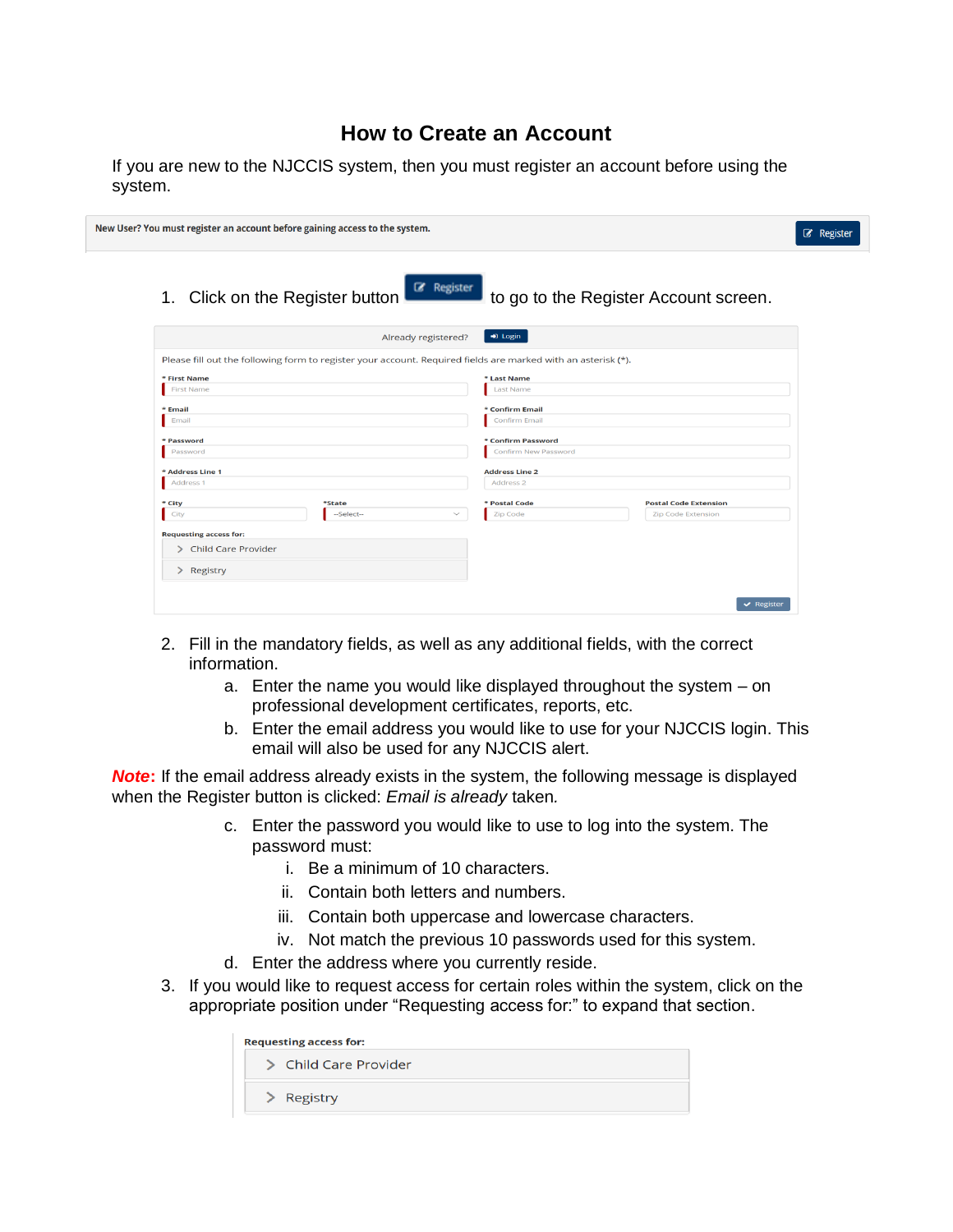# How to Create an Account

If you are new to the NJCCIS system, then you must register an account before using the system.

1. Click on the Register button to go to the Register Account screen.

2. Fill in the mandatory fields, as well as any additional fields, with the correct information.
   a. Enter the name you would like displayed throughout the system – on professional development certificates, reports, etc.
   b. Enter the email address you would like to use for your NJCCIS login. This email will also be used for any NJCCIS alert.

**Note**: If the email address already exists in the system, the following message is displayed when the Register button is clicked: *Email is already* taken.

   c. Enter the password you would like to use to log into the system. The password must:
      i. Be a minimum of 10 characters.
      ii. Contain both letters and numbers.
      iii. Contain both uppercase and lowercase characters.
      iv. Not match the previous 10 passwords used for this system.
   d. Enter the address where you currently reside.

3. If you would like to request access for certain roles within the system, click on the appropriate position under “Requesting access for:” to expand that section.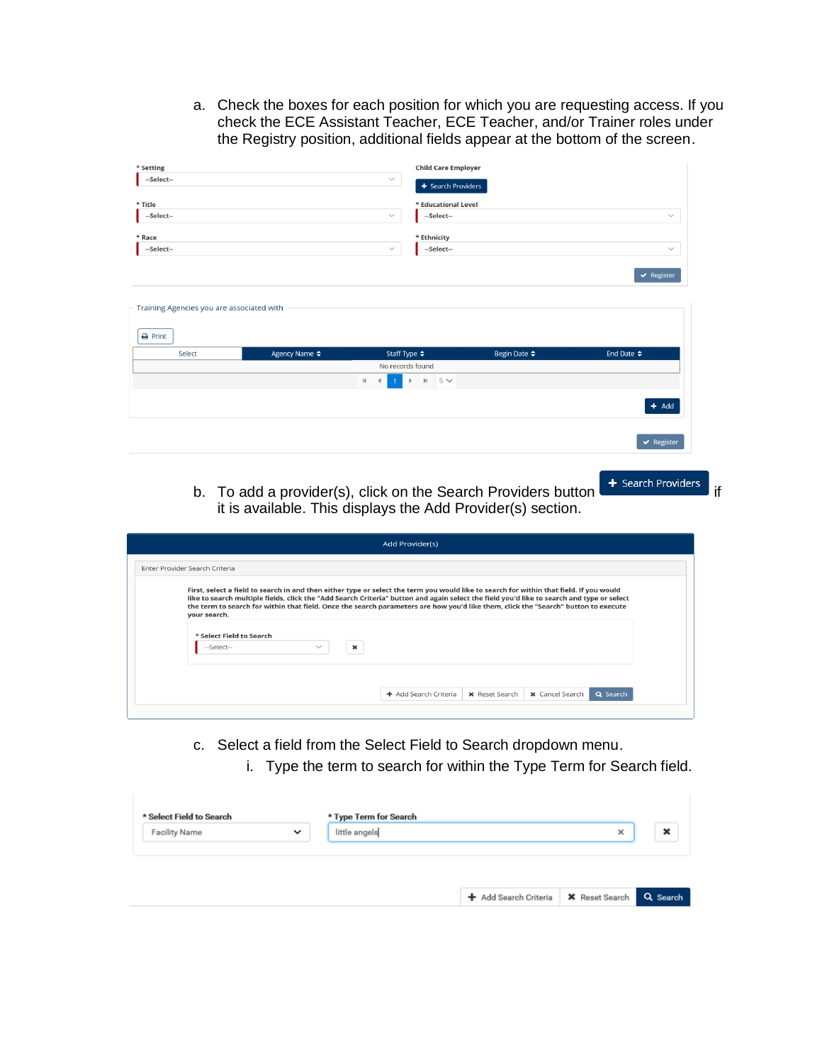a. Check the boxes for each position for which you are requesting access. If you check the ECE Assistant Teacher, ECE Teacher, and/or Trainer roles under the Registry position, additional fields appear at the bottom of the screen.

b. To add a provider(s), click on the Search Providers button **+ Search Providers** if it is available. This displays the Add Provider(s) section.

c. Select a field from the Select Field to Search dropdown menu.

   i. Type the term to search for within the Type Term for Search field.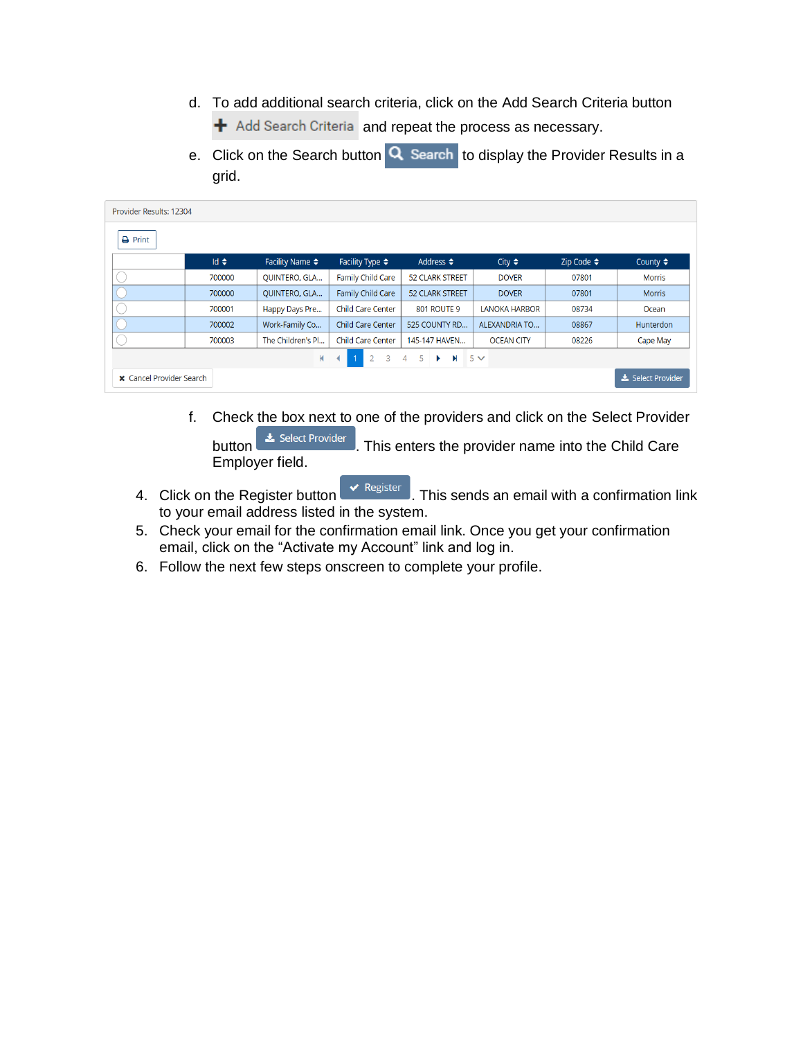d. To add additional search criteria, click on the Add Search Criteria button **+ Add Search Criteria** and repeat the process as necessary.

e. Click on the Search button **Search** to display the Provider Results in a grid.

Provider Results: 12304

Print

| | Id | Facility Name | Facility Type | Address | City | Zip Code | County |
|---|---|---|---|---|---|---|---|
| ○ | 700000 | QUINTERO, GLA... | Family Child Care | 52 CLARK STREET | DOVER | 07801 | Morris |
| ○ | 700000 | QUINTERO, GLA... | Family Child Care | 52 CLARK STREET | DOVER | 07801 | Morris |
| ○ | 700001 | Happy Days Pre... | Child Care Center | 801 ROUTE 9 | LANOKA HARBOR | 08734 | Ocean |
| ○ | 700002 | Work-Family Co... | Child Care Center | 525 COUNTY RD... | ALEXANDRIA TO... | 08867 | Hunterdon |
| ○ | 700003 | The Children's Pl... | Child Care Center | 145-147 HAVEN... | OCEAN CITY | 08226 | Cape May |

1 2 3 4 5 5

Cancel Provider Search | Select Provider

f. Check the box next to one of the providers and click on the Select Provider button **Select Provider**. This enters the provider name into the Child Care Employer field.

4. Click on the Register button **Register**. This sends an email with a confirmation link to your email address listed in the system.
5. Check your email for the confirmation email link. Once you get your confirmation email, click on the "Activate my Account" link and log in.
6. Follow the next few steps onscreen to complete your profile.